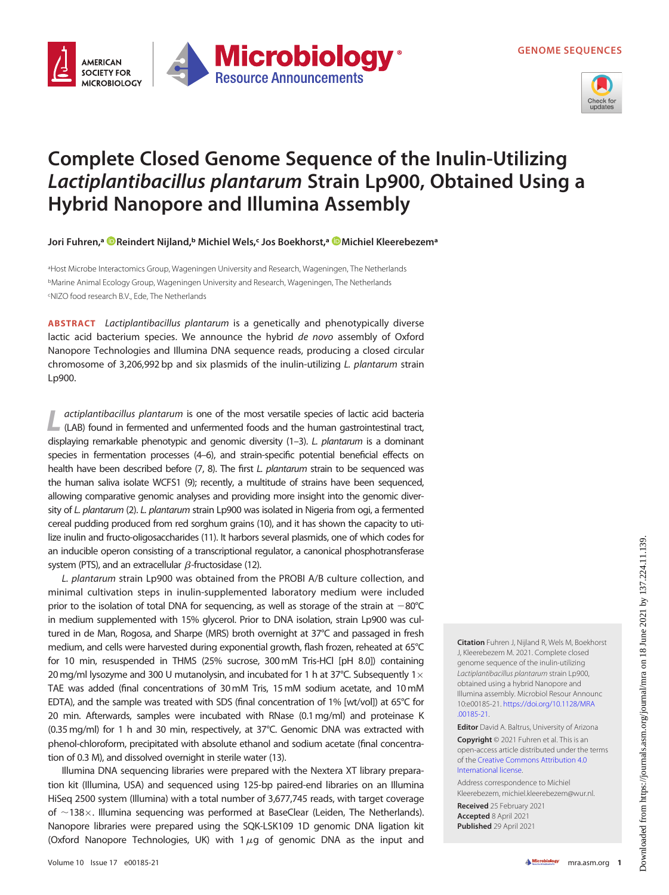GENOME SEQUENCES

# Complete Closed Genome Sequence of the Inulin-Utilizing *Lactiplantibacillus plantarum* Strain Lp900, Obtained Using a Hybrid Nanopore and Illumina Assembly

**Jori Fuhren,[a] Reindert Nijland,[b] Michiel Wels,[c] Jos Boekhorst,[a] Michiel Kleerebezem[a]**

[a]Host Microbe Interactomics Group, Wageningen University and Research, Wageningen, The Netherlands
[b]Marine Animal Ecology Group, Wageningen University and Research, Wageningen, The Netherlands
[c]NIZO food research B.V., Ede, The Netherlands

**ABSTRACT** *Lactiplantibacillus plantarum* is a genetically and phenotypically diverse lactic acid bacterium species. We announce the hybrid *de novo* assembly of Oxford Nanopore Technologies and Illumina DNA sequence reads, producing a closed circular chromosome of 3,206,992 bp and six plasmids of the inulin-utilizing *L. plantarum* strain Lp900.

*Lactiplantibacillus plantarum* is one of the most versatile species of lactic acid bacteria (LAB) found in fermented and unfermented foods and the human gastrointestinal tract, displaying remarkable phenotypic and genomic diversity (1–3). *L. plantarum* is a dominant species in fermentation processes (4–6), and strain-specific potential beneficial effects on health have been described before (7, 8). The first *L. plantarum* strain to be sequenced was the human saliva isolate WCFS1 (9); recently, a multitude of strains have been sequenced, allowing comparative genomic analyses and providing more insight into the genomic diversity of *L. plantarum* (2). *L. plantarum* strain Lp900 was isolated in Nigeria from ogi, a fermented cereal pudding produced from red sorghum grains (10), and it has shown the capacity to utilize inulin and fructo-oligosaccharides (11). It harbors several plasmids, one of which codes for an inducible operon consisting of a transcriptional regulator, a canonical phosphotransferase system (PTS), and an extracellular $\beta$-fructosidase (12).

*L. plantarum* strain Lp900 was obtained from the PROBI A/B culture collection, and minimal cultivation steps in inulin-supplemented laboratory medium were included prior to the isolation of total DNA for sequencing, as well as storage of the strain at −80°C in medium supplemented with 15% glycerol. Prior to DNA isolation, strain Lp900 was cultured in de Man, Rogosa, and Sharpe (MRS) broth overnight at 37°C and passaged in fresh medium, and cells were harvested during exponential growth, flash frozen, reheated at 65°C for 10 min, resuspended in THMS (25% sucrose, 300 mM Tris-HCl [pH 8.0]) containing 20 mg/ml lysozyme and 300 U mutanolysin, and incubated for 1 h at 37°C. Subsequently 1× TAE was added (final concentrations of 30 mM Tris, 15 mM sodium acetate, and 10 mM EDTA), and the sample was treated with SDS (final concentration of 1% [wt/vol]) at 65°C for 20 min. Afterwards, samples were incubated with RNase (0.1 mg/ml) and proteinase K (0.35 mg/ml) for 1 h and 30 min, respectively, at 37°C. Genomic DNA was extracted with phenol-chloroform, precipitated with absolute ethanol and sodium acetate (final concentration of 0.3 M), and dissolved overnight in sterile water (13).

Illumina DNA sequencing libraries were prepared with the Nextera XT library preparation kit (Illumina, USA) and sequenced using 125-bp paired-end libraries on an Illumina HiSeq 2500 system (Illumina) with a total number of 3,677,745 reads, with target coverage of ~138×. Illumina sequencing was performed at BaseClear (Leiden, The Netherlands). Nanopore libraries were prepared using the SQK-LSK109 1D genomic DNA ligation kit (Oxford Nanopore Technologies, UK) with 1 $\mu$g of genomic DNA as the input and

**Citation** Fuhren J, Nijland R, Wels M, Boekhorst J, Kleerebezem M. 2021. Complete closed genome sequence of the inulin-utilizing *Lactiplantibacillus plantarum* strain Lp900, obtained using a hybrid Nanopore and Illumina assembly. Microbiol Resour Announc 10:e00185-21. https://doi.org/10.1128/MRA.00185-21.

**Editor** David A. Baltrus, University of Arizona

**Copyright** © 2021 Fuhren et al. This is an open-access article distributed under the terms of the Creative Commons Attribution 4.0 International license.

Address correspondence to Michiel Kleerebezem, michiel.kleerebezem@wur.nl.

**Received** 25 February 2021
**Accepted** 8 April 2021
**Published** 29 April 2021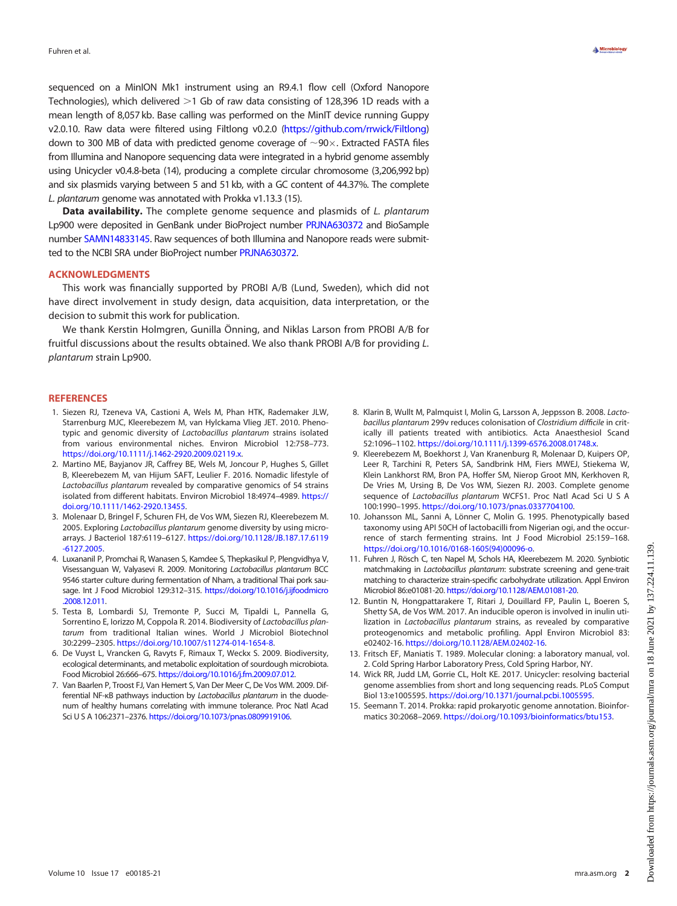sequenced on a MinION Mk1 instrument using an R9.4.1 flow cell (Oxford Nanopore Technologies), which delivered >1 Gb of raw data consisting of 128,396 1D reads with a mean length of 8,057 kb. Base calling was performed on the MinIT device running Guppy v2.0.10. Raw data were filtered using Filtlong v0.2.0 (https://github.com/rrwick/Filtlong) down to 300 MB of data with predicted genome coverage of ~90×. Extracted FASTA files from Illumina and Nanopore sequencing data were integrated in a hybrid genome assembly using Unicycler v0.4.8-beta (14), producing a complete circular chromosome (3,206,992 bp) and six plasmids varying between 5 and 51 kb, with a GC content of 44.37%. The complete *L. plantarum* genome was annotated with Prokka v1.13.3 (15).

**Data availability.** The complete genome sequence and plasmids of *L. plantarum* Lp900 were deposited in GenBank under BioProject number PRJNA630372 and BioSample number SAMN14833145. Raw sequences of both Illumina and Nanopore reads were submitted to the NCBI SRA under BioProject number PRJNA630372.

## ACKNOWLEDGMENTS

This work was financially supported by PROBI A/B (Lund, Sweden), which did not have direct involvement in study design, data acquisition, data interpretation, or the decision to submit this work for publication.

We thank Kerstin Holmgren, Gunilla Önning, and Niklas Larson from PROBI A/B for fruitful discussions about the results obtained. We also thank PROBI A/B for providing *L. plantarum* strain Lp900.

## REFERENCES

1. Siezen RJ, Tzeneva VA, Castioni A, Wels M, Phan HTK, Rademaker JLW, Starrenburg MJC, Kleerebezem M, van Hylckama Vlieg JET. 2010. Phenotypic and genomic diversity of *Lactobacillus plantarum* strains isolated from various environmental niches. Environ Microbiol 12:758–773. https://doi.org/10.1111/j.1462-2920.2009.02119.x.
2. Martino ME, Bayjanov JR, Caffrey BE, Wels M, Joncour P, Hughes S, Gillet B, Kleerebezem M, van Hijum SAFT, Leulier F. 2016. Nomadic lifestyle of *Lactobacillus plantarum* revealed by comparative genomics of 54 strains isolated from different habitats. Environ Microbiol 18:4974–4989. https://doi.org/10.1111/1462-2920.13455.
3. Molenaar D, Bringel F, Schuren FH, de Vos WM, Siezen RJ, Kleerebezem M. 2005. Exploring *Lactobacillus plantarum* genome diversity by using microarrays. J Bacteriol 187:6119–6127. https://doi.org/10.1128/JB.187.17.6119-6127.2005.
4. Luxananil P, Promchai R, Wanasen S, Kamdee S, Thepkasikul P, Plengvidhya V, Visessanguan W, Valyasevi R. 2009. Monitoring *Lactobacillus plantarum* BCC 9546 starter culture during fermentation of Nham, a traditional Thai pork sausage. Int J Food Microbiol 129:312–315. https://doi.org/10.1016/j.ijfoodmicro.2008.12.011.
5. Testa B, Lombardi SJ, Tremonte P, Succi M, Tipaldi L, Pannella G, Sorrentino E, Iorizzo M, Coppola R. 2014. Biodiversity of *Lactobacillus plantarum* from traditional Italian wines. World J Microbiol Biotechnol 30:2299–2305. https://doi.org/10.1007/s11274-014-1654-8.
6. De Vuyst L, Vrancken G, Ravyts F, Rimaux T, Weckx S. 2009. Biodiversity, ecological determinants, and metabolic exploitation of sourdough microbiota. Food Microbiol 26:666–675. https://doi.org/10.1016/j.fm.2009.07.012.
7. Van Baarlen P, Troost FJ, Van Hemert S, Van Der Meer C, De Vos WM. 2009. Differential NF-κB pathways induction by *Lactobacillus plantarum* in the duodenum of healthy humans correlating with immune tolerance. Proc Natl Acad Sci U S A 106:2371–2376. https://doi.org/10.1073/pnas.0809919106.
8. Klarin B, Wullt M, Palmquist I, Molin G, Larsson A, Jeppsson B. 2008. *Lactobacillus plantarum* 299v reduces colonisation of *Clostridium difficile* in critically ill patients treated with antibiotics. Acta Anaesthesiol Scand 52:1096–1102. https://doi.org/10.1111/j.1399-6576.2008.01748.x.
9. Kleerebezem M, Boekhorst J, Van Kranenburg R, Molenaar D, Kuipers OP, Leer R, Tarchini R, Peters SA, Sandbrink HM, Fiers MWEJ, Stiekema W, Klein Lankhorst RM, Bron PA, Hoffer SM, Nierop Groot MN, Kerkhoven R, De Vries M, Ursing B, De Vos WM, Siezen RJ. 2003. Complete genome sequence of *Lactobacillus plantarum* WCFS1. Proc Natl Acad Sci U S A 100:1990–1995. https://doi.org/10.1073/pnas.0337704100.
10. Johansson ML, Sanni A, Lönner C, Molin G. 1995. Phenotypically based taxonomy using API 50CH of lactobacilli from Nigerian ogi, and the occurrence of starch fermenting strains. Int J Food Microbiol 25:159–168. https://doi.org/10.1016/0168-1605(94)00096-o.
11. Fuhren J, Rösch C, ten Napel M, Schols HA, Kleerebezem M. 2020. Synbiotic matchmaking in *Lactobacillus plantarum*: substrate screening and gene-trait matching to characterize strain-specific carbohydrate utilization. Appl Environ Microbiol 86:e01081-20. https://doi.org/10.1128/AEM.01081-20.
12. Buntin N, Hongpattarakere T, Ritari J, Douillard FP, Paulin L, Boeren S, Shetty SA, de Vos WM. 2017. An inducible operon is involved in inulin utilization in *Lactobacillus plantarum* strains, as revealed by comparative proteogenomics and metabolic profiling. Appl Environ Microbiol 83:e02402-16. https://doi.org/10.1128/AEM.02402-16.
13. Fritsch EF, Maniatis T. 1989. Molecular cloning: a laboratory manual, vol. 2. Cold Spring Harbor Laboratory Press, Cold Spring Harbor, NY.
14. Wick RR, Judd LM, Gorrie CL, Holt KE. 2017. Unicycler: resolving bacterial genome assemblies from short and long sequencing reads. PLoS Comput Biol 13:e1005595. https://doi.org/10.1371/journal.pcbi.1005595.
15. Seemann T. 2014. Prokka: rapid prokaryotic genome annotation. Bioinformatics 30:2068–2069. https://doi.org/10.1093/bioinformatics/btu153.